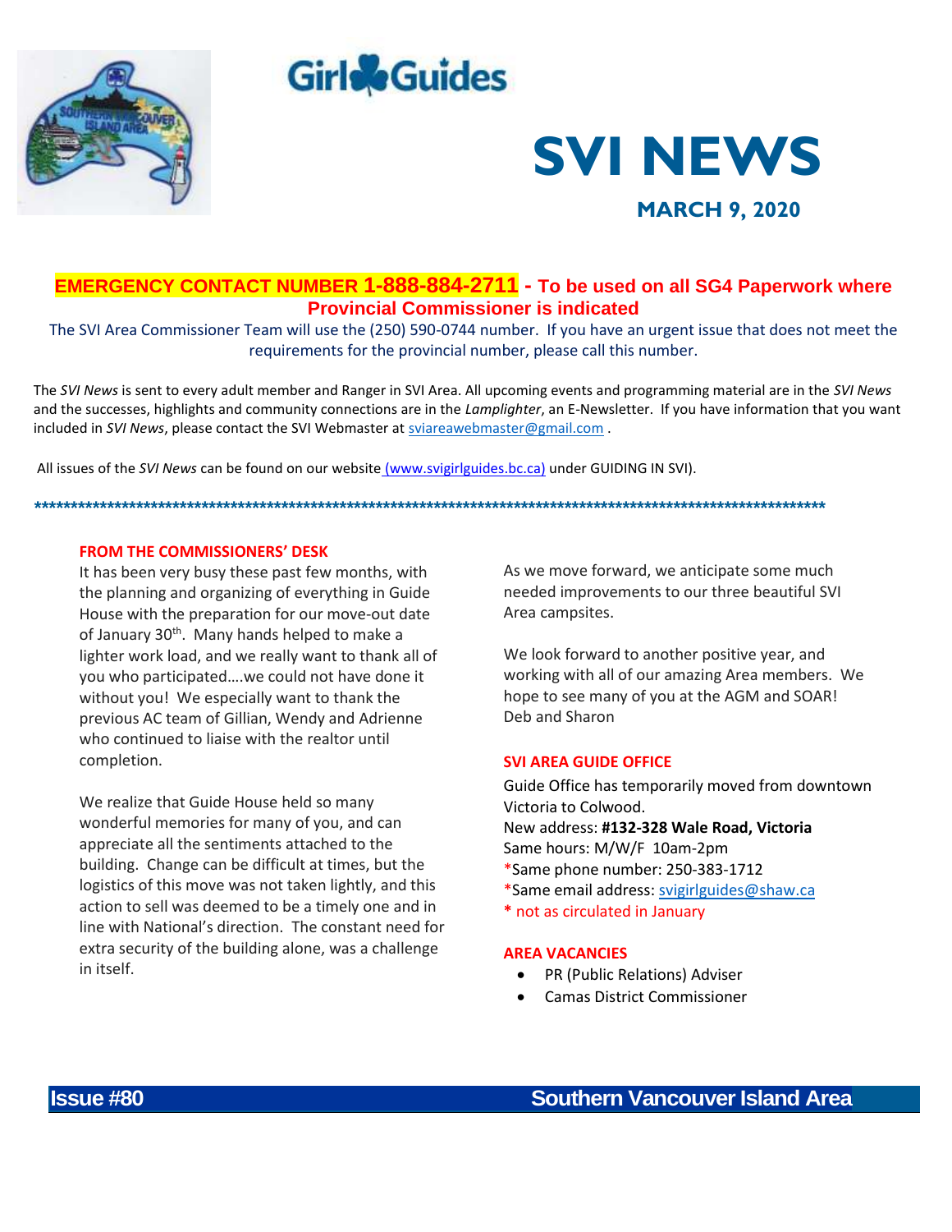Girl Guides

# SVI NEWS

**MARCH 9, 2020**

**EMERGENCY CONTACT NUMBER 1-888-884-2711 - To be used on all SG4 Paperwork where Provincial Commissioner is indicated**

The SVI Area Commissioner Team will use the (250) 590-0744 number. If you have an urgent issue that does not meet the requirements for the provincial number, please call this number.

The *SVI News* is sent to every adult member and Ranger in SVI Area. All upcoming events and programming material are in the *SVI News* and the successes, highlights and community connections are in the *Lamplighter*, an E-Newsletter. If you have information that you want included in *SVI News*, please contact the SVI Webmaster at sviareawebmaster@gmail.com .

All issues of the *SVI News* can be found on our website (www.svigirlguides.bc.ca) under GUIDING IN SVI).

*************************************************************************************************************

## FROM THE COMMISSIONERS' DESK

It has been very busy these past few months, with the planning and organizing of everything in Guide House with the preparation for our move-out date of January 30th. Many hands helped to make a lighter work load, and we really want to thank all of you who participated….we could not have done it without you! We especially want to thank the previous AC team of Gillian, Wendy and Adrienne who continued to liaise with the realtor until completion.

We realize that Guide House held so many wonderful memories for many of you, and can appreciate all the sentiments attached to the building. Change can be difficult at times, but the logistics of this move was not taken lightly, and this action to sell was deemed to be a timely one and in line with National's direction. The constant need for extra security of the building alone, was a challenge in itself.

As we move forward, we anticipate some much needed improvements to our three beautiful SVI Area campsites.

We look forward to another positive year, and working with all of our amazing Area members. We hope to see many of you at the AGM and SOAR!
Deb and Sharon

## SVI AREA GUIDE OFFICE

Guide Office has temporarily moved from downtown Victoria to Colwood.
New address: **#132-328 Wale Road, Victoria**
Same hours: M/W/F 10am-2pm
*Same phone number: 250-383-1712
*Same email address: svigirlguides@shaw.ca
* not as circulated in January

## AREA VACANCIES

- PR (Public Relations) Adviser
- Camas District Commissioner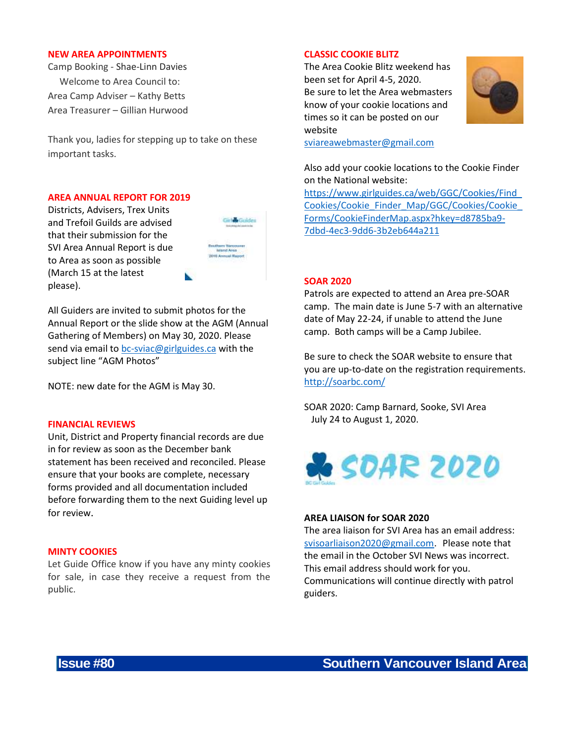## NEW AREA APPOINTMENTS

Camp Booking - Shae-Linn Davies

Welcome to Area Council to:

Area Camp Adviser – Kathy Betts

Area Treasurer – Gillian Hurwood

Thank you, ladies for stepping up to take on these important tasks.

## AREA ANNUAL REPORT FOR 2019

Districts, Advisers, Trex Units and Trefoil Guilds are advised that their submission for the SVI Area Annual Report is due to Area as soon as possible (March 15 at the latest please).

All Guiders are invited to submit photos for the Annual Report or the slide show at the AGM (Annual Gathering of Members) on May 30, 2020. Please send via email to bc-sviac@girlguides.ca with the subject line "AGM Photos"

NOTE: new date for the AGM is May 30.

## FINANCIAL REVIEWS

Unit, District and Property financial records are due in for review as soon as the December bank statement has been received and reconciled. Please ensure that your books are complete, necessary forms provided and all documentation included before forwarding them to the next Guiding level up for review.

## MINTY COOKIES

Let Guide Office know if you have any minty cookies for sale, in case they receive a request from the public.

## CLASSIC COOKIE BLITZ

The Area Cookie Blitz weekend has been set for April 4-5, 2020.

Be sure to let the Area webmasters know of your cookie locations and times so it can be posted on our website

sviareawebmaster@gmail.com

Also add your cookie locations to the Cookie Finder on the National website:

https://www.girlguides.ca/web/GGC/Cookies/Find_Cookies/Cookie_Finder_Map/GGC/Cookies/Cookie_Forms/CookieFinderMap.aspx?hkey=d8785ba9-7dbd-4ec3-9dd6-3b2eb644a211

## SOAR 2020

Patrols are expected to attend an Area pre-SOAR camp. The main date is June 5-7 with an alternative date of May 22-24, if unable to attend the June camp. Both camps will be a Camp Jubilee.

Be sure to check the SOAR website to ensure that you are up-to-date on the registration requirements. http://soarbc.com/

SOAR 2020: Camp Barnard, Sooke, SVI Area
July 24 to August 1, 2020.

### AREA LIAISON for SOAR 2020

The area liaison for SVI Area has an email address: svisoarliaison2020@gmail.com. Please note that the email in the October SVI News was incorrect. This email address should work for you. Communications will continue directly with patrol guiders.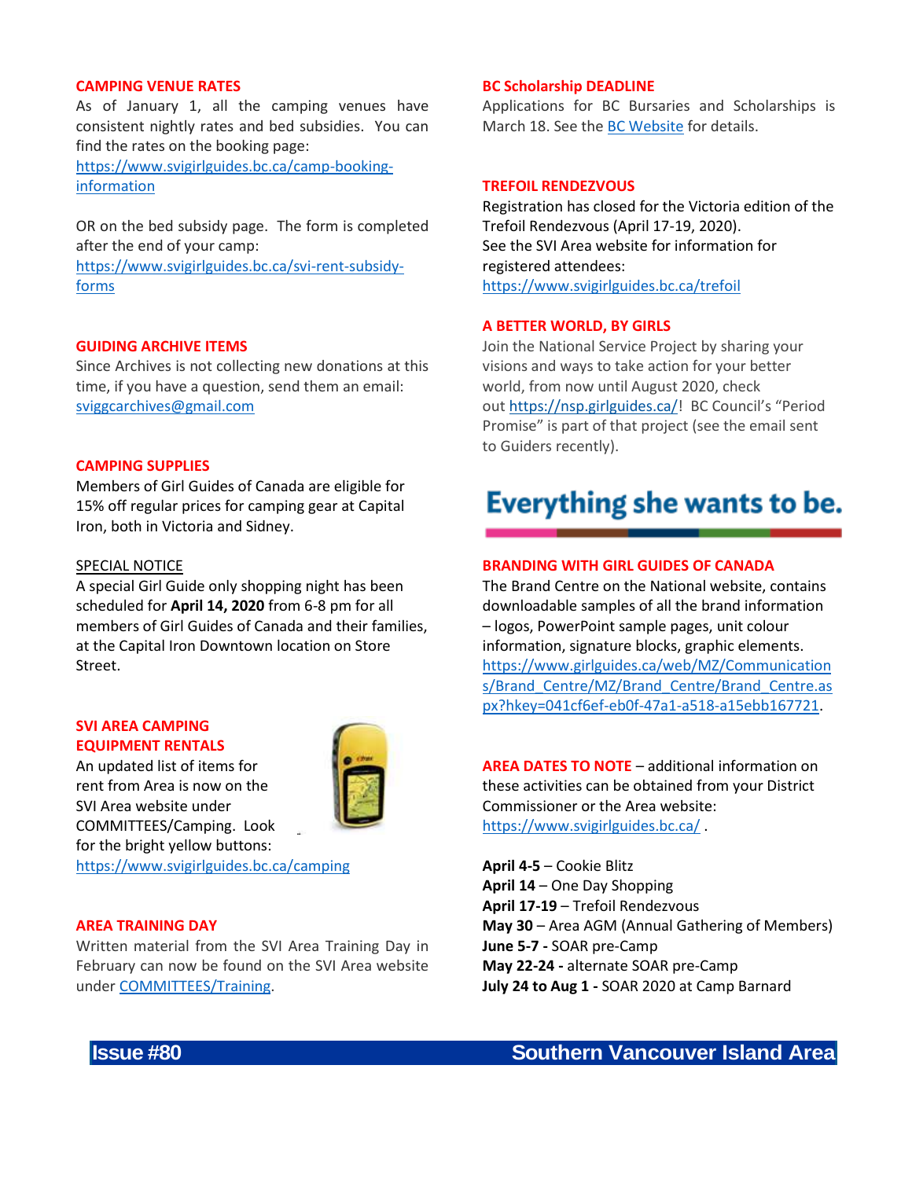## CAMPING VENUE RATES

As of January 1, all the camping venues have consistent nightly rates and bed subsidies. You can find the rates on the booking page:
https://www.svigirlguides.bc.ca/camp-booking-information

OR on the bed subsidy page. The form is completed after the end of your camp:
https://www.svigirlguides.bc.ca/svi-rent-subsidy-forms

## GUIDING ARCHIVE ITEMS

Since Archives is not collecting new donations at this time, if you have a question, send them an email: sviggcarchives@gmail.com

## CAMPING SUPPLIES

Members of Girl Guides of Canada are eligible for 15% off regular prices for camping gear at Capital Iron, both in Victoria and Sidney.

SPECIAL NOTICE

A special Girl Guide only shopping night has been scheduled for **April 14, 2020** from 6-8 pm for all members of Girl Guides of Canada and their families, at the Capital Iron Downtown location on Store Street.

## SVI AREA CAMPING EQUIPMENT RENTALS

An updated list of items for rent from Area is now on the SVI Area website under COMMITTEES/Camping. Look for the bright yellow buttons:
https://www.svigirlguides.bc.ca/camping

## AREA TRAINING DAY

Written material from the SVI Area Training Day in February can now be found on the SVI Area website under COMMITTEES/Training.

## BC Scholarship DEADLINE

Applications for BC Bursaries and Scholarships is March 18. See the BC Website for details.

## TREFOIL RENDEZVOUS

Registration has closed for the Victoria edition of the Trefoil Rendezvous (April 17-19, 2020).
See the SVI Area website for information for registered attendees:
https://www.svigirlguides.bc.ca/trefoil

## A BETTER WORLD, BY GIRLS

Join the National Service Project by sharing your visions and ways to take action for your better world, from now until August 2020, check out https://nsp.girlguides.ca/! BC Council's "Period Promise" is part of that project (see the email sent to Guiders recently).

# Everything she wants to be.

## BRANDING WITH GIRL GUIDES OF CANADA

The Brand Centre on the National website, contains downloadable samples of all the brand information – logos, PowerPoint sample pages, unit colour information, signature blocks, graphic elements.
https://www.girlguides.ca/web/MZ/Communications/Brand_Centre/MZ/Brand_Centre/Brand_Centre.aspx?hkey=041cf6ef-eb0f-47a1-a518-a15ebb167721.

**AREA DATES TO NOTE** – additional information on these activities can be obtained from your District Commissioner or the Area website:
https://www.svigirlguides.bc.ca/ .

**April 4-5** – Cookie Blitz
**April 14** – One Day Shopping
**April 17-19** – Trefoil Rendezvous
**May 30** – Area AGM (Annual Gathering of Members)
**June 5-7 -** SOAR pre-Camp
**May 22-24 -** alternate SOAR pre-Camp
**July 24 to Aug 1 -** SOAR 2020 at Camp Barnard